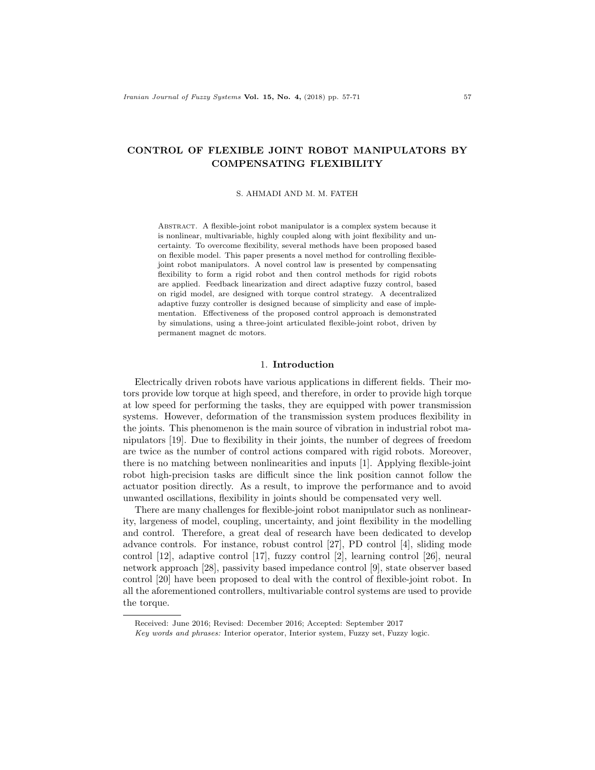# CONTROL OF FLEXIBLE JOINT ROBOT MANIPULATORS BY COMPENSATING FLEXIBILITY

S. AHMADI AND M. M. FATEH

Abstract. A flexible-joint robot manipulator is a complex system because it is nonlinear, multivariable, highly coupled along with joint flexibility and uncertainty. To overcome flexibility, several methods have been proposed based on flexible model. This paper presents a novel method for controlling flexible-joint robot manipulators. A novel control law is presented by compensating flexibility to form a rigid robot and then control methods for rigid robots are applied. Feedback linearization and direct adaptive fuzzy control, based on rigid model, are designed with torque control strategy. A decentralized adaptive fuzzy controller is designed because of simplicity and ease of implementation. Effectiveness of the proposed control approach is demonstrated by simulations, using a three-joint articulated flexible-joint robot, driven by permanent magnet dc motors.

## 1. Introduction

Electrically driven robots have various applications in different fields. Their motors provide low torque at high speed, and therefore, in order to provide high torque at low speed for performing the tasks, they are equipped with power transmission systems. However, deformation of the transmission system produces flexibility in the joints. This phenomenon is the main source of vibration in industrial robot manipulators [19]. Due to flexibility in their joints, the number of degrees of freedom are twice as the number of control actions compared with rigid robots. Moreover, there is no matching between nonlinearities and inputs [1]. Applying flexible-joint robot high-precision tasks are difficult since the link position cannot follow the actuator position directly. As a result, to improve the performance and to avoid unwanted oscillations, flexibility in joints should be compensated very well.

There are many challenges for flexible-joint robot manipulator such as nonlinearity, largeness of model, coupling, uncertainty, and joint flexibility in the modelling and control. Therefore, a great deal of research have been dedicated to develop advance controls. For instance, robust control [27], PD control [4], sliding mode control [12], adaptive control [17], fuzzy control [2], learning control [26], neural network approach [28], passivity based impedance control [9], state observer based control [20] have been proposed to deal with the control of flexible-joint robot. In all the aforementioned controllers, multivariable control systems are used to provide the torque.

Received: June 2016; Revised: December 2016; Accepted: September 2017

*Key words and phrases:* Interior operator, Interior system, Fuzzy set, Fuzzy logic.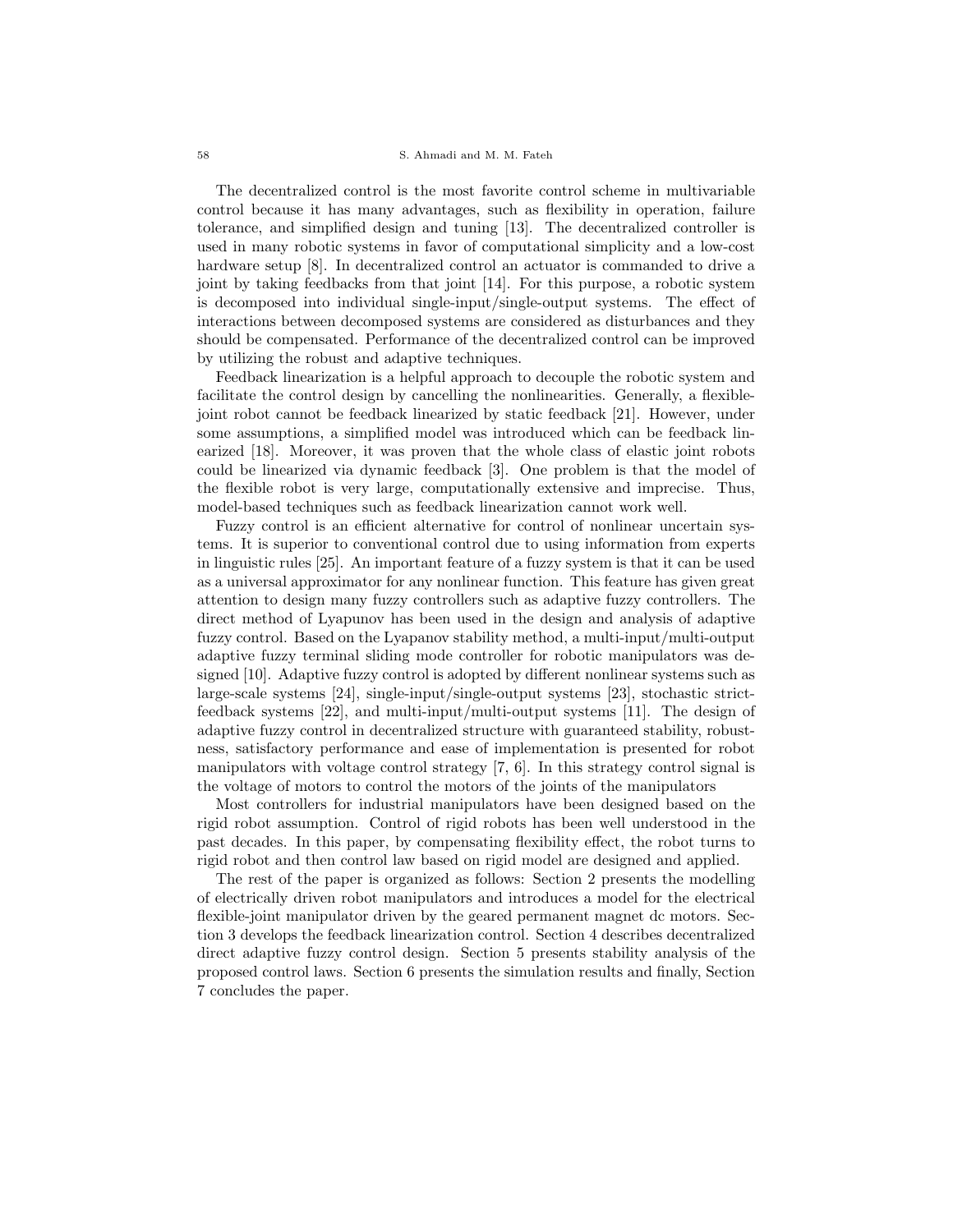The decentralized control is the most favorite control scheme in multivariable control because it has many advantages, such as flexibility in operation, failure tolerance, and simplified design and tuning [13]. The decentralized controller is used in many robotic systems in favor of computational simplicity and a low-cost hardware setup [8]. In decentralized control an actuator is commanded to drive a joint by taking feedbacks from that joint [14]. For this purpose, a robotic system is decomposed into individual single-input/single-output systems. The effect of interactions between decomposed systems are considered as disturbances and they should be compensated. Performance of the decentralized control can be improved by utilizing the robust and adaptive techniques.

Feedback linearization is a helpful approach to decouple the robotic system and facilitate the control design by cancelling the nonlinearities. Generally, a flexible-joint robot cannot be feedback linearized by static feedback [21]. However, under some assumptions, a simplified model was introduced which can be feedback linearized [18]. Moreover, it was proven that the whole class of elastic joint robots could be linearized via dynamic feedback [3]. One problem is that the model of the flexible robot is very large, computationally extensive and imprecise. Thus, model-based techniques such as feedback linearization cannot work well.

Fuzzy control is an efficient alternative for control of nonlinear uncertain systems. It is superior to conventional control due to using information from experts in linguistic rules [25]. An important feature of a fuzzy system is that it can be used as a universal approximator for any nonlinear function. This feature has given great attention to design many fuzzy controllers such as adaptive fuzzy controllers. The direct method of Lyapunov has been used in the design and analysis of adaptive fuzzy control. Based on the Lyapanov stability method, a multi-input/multi-output adaptive fuzzy terminal sliding mode controller for robotic manipulators was designed [10]. Adaptive fuzzy control is adopted by different nonlinear systems such as large-scale systems [24], single-input/single-output systems [23], stochastic strict-feedback systems [22], and multi-input/multi-output systems [11]. The design of adaptive fuzzy control in decentralized structure with guaranteed stability, robustness, satisfactory performance and ease of implementation is presented for robot manipulators with voltage control strategy [7, 6]. In this strategy control signal is the voltage of motors to control the motors of the joints of the manipulators

Most controllers for industrial manipulators have been designed based on the rigid robot assumption. Control of rigid robots has been well understood in the past decades. In this paper, by compensating flexibility effect, the robot turns to rigid robot and then control law based on rigid model are designed and applied.

The rest of the paper is organized as follows: Section 2 presents the modelling of electrically driven robot manipulators and introduces a model for the electrical flexible-joint manipulator driven by the geared permanent magnet dc motors. Section 3 develops the feedback linearization control. Section 4 describes decentralized direct adaptive fuzzy control design. Section 5 presents stability analysis of the proposed control laws. Section 6 presents the simulation results and finally, Section 7 concludes the paper.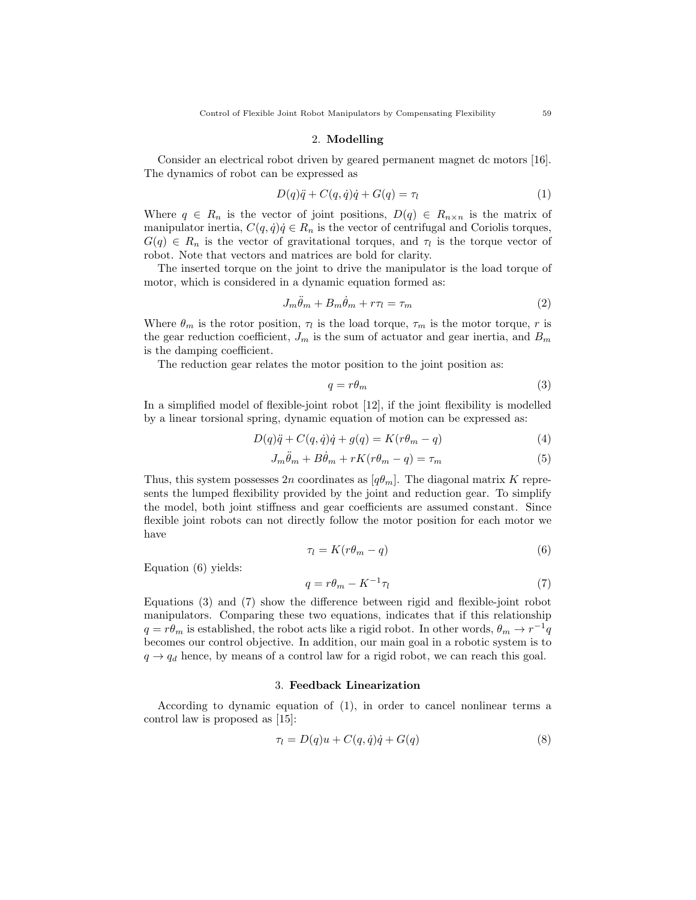## 2. Modelling

Consider an electrical robot driven by geared permanent magnet dc motors [16]. The dynamics of robot can be expressed as

$$D(q)\ddot{q} + C(q,\dot{q})\dot{q} + G(q) = \tau_l \tag{1}$$

Where $q \in R_n$ is the vector of joint positions, $D(q) \in R_{n \times n}$ is the matrix of manipulator inertia, $C(q,\dot{q})\dot{q} \in R_n$ is the vector of centrifugal and Coriolis torques, $G(q) \in R_n$ is the vector of gravitational torques, and $\tau_l$ is the torque vector of robot. Note that vectors and matrices are bold for clarity.

The inserted torque on the joint to drive the manipulator is the load torque of motor, which is considered in a dynamic equation formed as:

$$J_m\ddot{\theta}_m + B_m\dot{\theta}_m + r\tau_l = \tau_m \tag{2}$$

Where $\theta_m$ is the rotor position, $\tau_l$ is the load torque, $\tau_m$ is the motor torque, $r$ is the gear reduction coefficient, $J_m$ is the sum of actuator and gear inertia, and $B_m$ is the damping coefficient.

The reduction gear relates the motor position to the joint position as:

$$q = r\theta_m \tag{3}$$

In a simplified model of flexible-joint robot [12], if the joint flexibility is modelled by a linear torsional spring, dynamic equation of motion can be expressed as:

$$D(q)\ddot{q} + C(q,\dot{q})\dot{q} + g(q) = K(r\theta_m - q) \tag{4}$$

$$J_m\ddot{\theta}_m + B\dot{\theta}_m + rK(r\theta_m - q) = \tau_m \tag{5}$$

Thus, this system possesses $2n$ coordinates as $[q\theta_m]$. The diagonal matrix $K$ represents the lumped flexibility provided by the joint and reduction gear. To simplify the model, both joint stiffness and gear coefficients are assumed constant. Since flexible joint robots can not directly follow the motor position for each motor we have

$$\tau_l = K(r\theta_m - q) \tag{6}$$

Equation (6) yields:

$$q = r\theta_m - K^{-1}\tau_l \tag{7}$$

Equations (3) and (7) show the difference between rigid and flexible-joint robot manipulators. Comparing these two equations, indicates that if this relationship $q = r\theta_m$ is established, the robot acts like a rigid robot. In other words, $\theta_m \to r^{-1}q$ becomes our control objective. In addition, our main goal in a robotic system is to $q \to q_d$ hence, by means of a control law for a rigid robot, we can reach this goal.

## 3. Feedback Linearization

According to dynamic equation of (1), in order to cancel nonlinear terms a control law is proposed as [15]:

$$\tau_l = D(q)u + C(q,\dot{q})\dot{q} + G(q) \tag{8}$$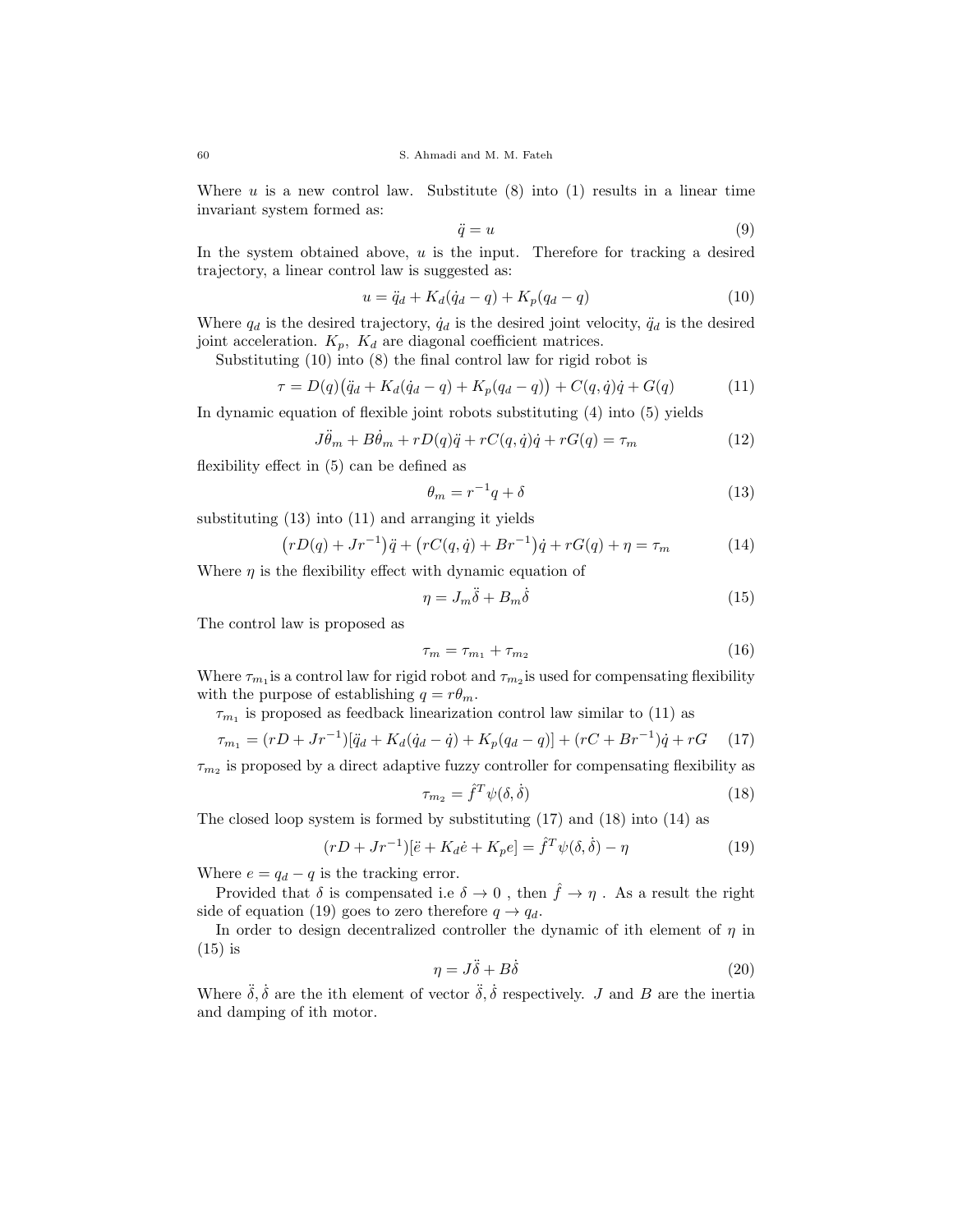Where $u$ is a new control law. Substitute (8) into (1) results in a linear time invariant system formed as:

$$\ddot{q} = u \tag{9}$$

In the system obtained above, $u$ is the input. Therefore for tracking a desired trajectory, a linear control law is suggested as:

$$u = \ddot{q}_d + K_d(\dot{q}_d - q) + K_p(q_d - q) \tag{10}$$

Where $q_d$ is the desired trajectory, $\dot{q}_d$ is the desired joint velocity, $\ddot{q}_d$ is the desired joint acceleration. $K_p,\ K_d$ are diagonal coefficient matrices.

Substituting (10) into (8) the final control law for rigid robot is

$$\tau = D(q)\big(\ddot{q}_d + K_d(\dot{q}_d - q) + K_p(q_d - q)\big) + C(q,\dot{q})\dot{q} + G(q) \tag{11}$$

In dynamic equation of flexible joint robots substituting (4) into (5) yields

$$J\ddot{\theta}_m + B\dot{\theta}_m + rD(q)\ddot{q} + rC(q,\dot{q})\dot{q} + rG(q) = \tau_m \tag{12}$$

flexibility effect in (5) can be defined as

$$\theta_m = r^{-1}q + \delta \tag{13}$$

substituting (13) into (11) and arranging it yields

$$\big(rD(q) + Jr^{-1}\big)\ddot{q} + \big(rC(q,\dot{q}) + Br^{-1}\big)\dot{q} + rG(q) + \eta = \tau_m \tag{14}$$

Where $\eta$ is the flexibility effect with dynamic equation of

$$\eta = J_m\ddot{\delta} + B_m\dot{\delta} \tag{15}$$

The control law is proposed as

$$\tau_m = \tau_{m_1} + \tau_{m_2} \tag{16}$$

Where $\tau_{m_1}$ is a control law for rigid robot and $\tau_{m_2}$ is used for compensating flexibility with the purpose of establishing $q = r\theta_m$.

$\tau_{m_1}$ is proposed as feedback linearization control law similar to (11) as

$$\tau_{m_1} = (rD + Jr^{-1})[\ddot{q}_d + K_d(\dot{q}_d - \dot{q}) + K_p(q_d - q)] + (rC + Br^{-1})\dot{q} + rG \tag{17}$$

$\tau_{m_2}$ is proposed by a direct adaptive fuzzy controller for compensating flexibility as

$$\tau_{m_2} = \hat{f}^T\psi(\delta,\dot{\delta}) \tag{18}$$

The closed loop system is formed by substituting (17) and (18) into (14) as

$$(rD + Jr^{-1})[\ddot{e} + K_d\dot{e} + K_p e] = \hat{f}^T\psi(\delta,\dot{\delta}) - \eta \tag{19}$$

Where $e = q_d - q$ is the tracking error.

Provided that $\delta$ is compensated i.e $\delta \to 0$ , then $\hat{f} \to \eta$ . As a result the right side of equation (19) goes to zero therefore $q \to q_d$.

In order to design decentralized controller the dynamic of ith element of $\eta$ in (15) is

$$\eta = J\ddot{\delta} + B\dot{\delta} \tag{20}$$

Where $\ddot{\delta}, \dot{\delta}$ are the ith element of vector $\ddot{\delta}, \dot{\delta}$ respectively. $J$ and $B$ are the inertia and damping of ith motor.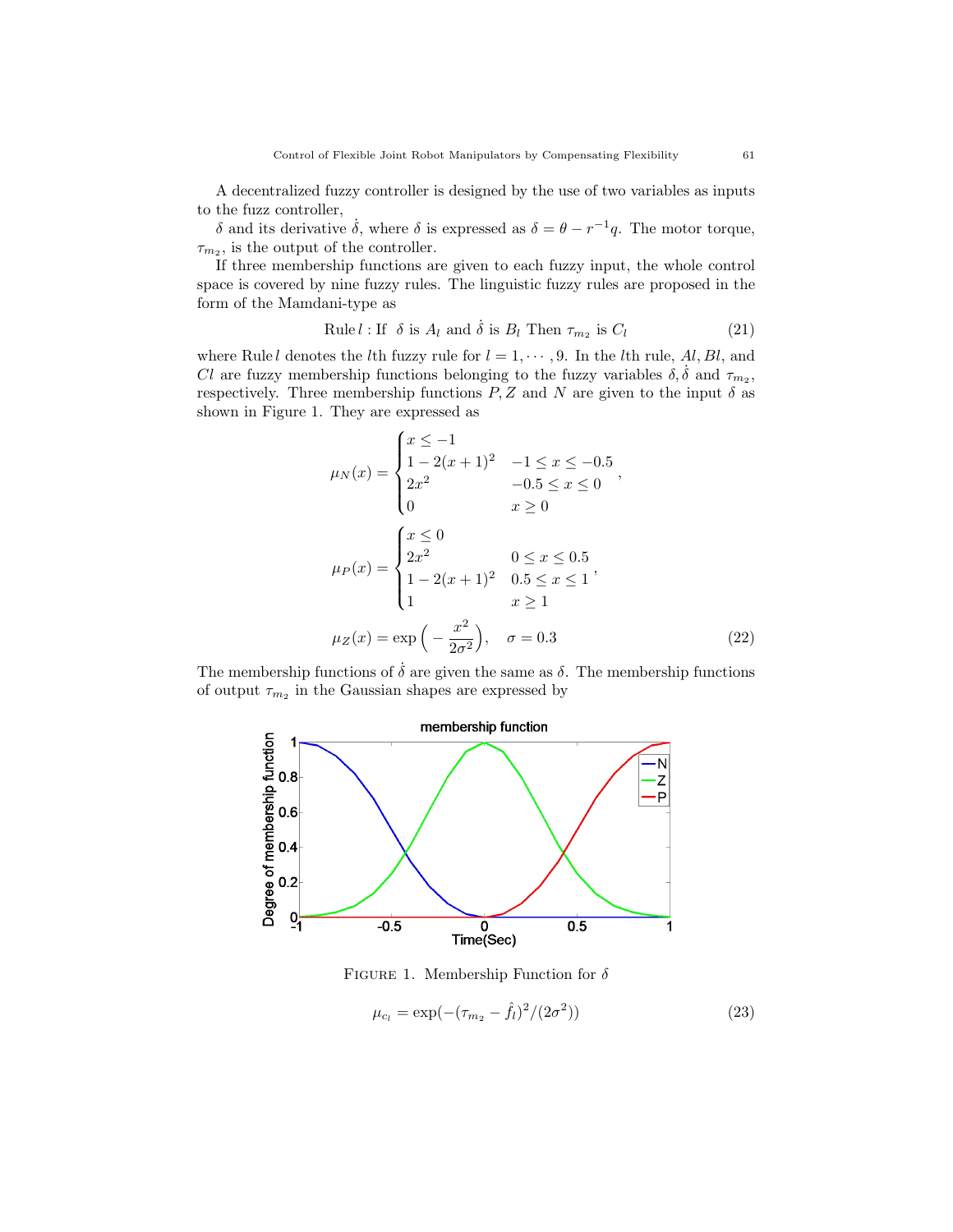A decentralized fuzzy controller is designed by the use of two variables as inputs to the fuzz controller,

$\delta$ and its derivative $\dot{\delta}$, where $\delta$ is expressed as $\delta = \theta - r^{-1}q$. The motor torque, $\tau_{m_2}$, is the output of the controller.

If three membership functions are given to each fuzzy input, the whole control space is covered by nine fuzzy rules. The linguistic fuzzy rules are proposed in the form of the Mamdani-type as

$$\text{Rule}\, l : \text{If} \;\; \delta \text{ is } A_l \text{ and } \dot{\delta} \text{ is } B_l \text{ Then } \tau_{m_2} \text{ is } C_l \tag{21}$$

where Rule $l$ denotes the $l$th fuzzy rule for $l = 1, \cdots, 9$. In the $l$th rule, $Al$, $Bl$, and $Cl$ are fuzzy membership functions belonging to the fuzzy variables $\delta, \dot{\delta}$ and $\tau_{m_2}$, respectively. Three membership functions $P, Z$ and $N$ are given to the input $\delta$ as shown in Figure 1. They are expressed as

$$\mu_N(x) = \begin{cases} x \leq -1 & \\ 1 - 2(x+1)^2 & -1 \leq x \leq -0.5 \\ 2x^2 & -0.5 \leq x \leq 0 \\ 0 & x \geq 0 \end{cases},$$

$$\mu_P(x) = \begin{cases} x \leq 0 & \\ 2x^2 & 0 \leq x \leq 0.5 \\ 1 - 2(x+1)^2 & 0.5 \leq x \leq 1 \\ 1 & x \geq 1 \end{cases},$$

$$\mu_Z(x) = \exp\Big(-\frac{x^2}{2\sigma^2}\Big), \quad \sigma = 0.3 \tag{22}$$

The membership functions of $\dot{\delta}$ are given the same as $\delta$. The membership functions of output $\tau_{m_2}$ in the Gaussian shapes are expressed by

FIGURE 1. Membership Function for $\delta$

$$\mu_{c_l} = \exp(-(\tau_{m_2} - \hat{f}_l)^2/(2\sigma^2)) \tag{23}$$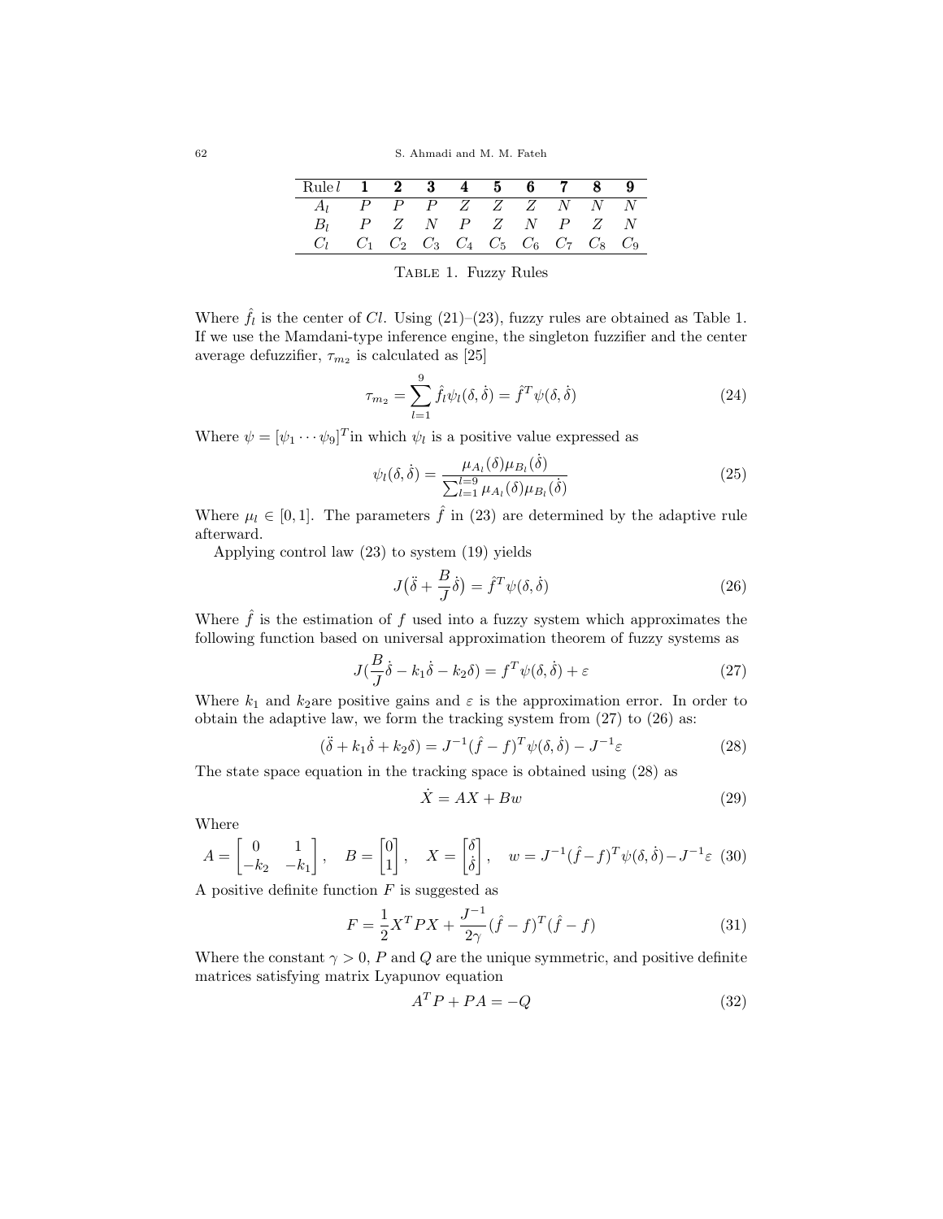| Rule $l$ | **1** | **2** | **3** | **4** | **5** | **6** | **7** | **8** | **9** |
|---|---|---|---|---|---|---|---|---|---|
| $A_l$ | $P$ | $P$ | $P$ | $Z$ | $Z$ | $Z$ | $N$ | $N$ | $N$ |
| $B_l$ | $P$ | $Z$ | $N$ | $P$ | $Z$ | $N$ | $P$ | $Z$ | $N$ |
| $C_l$ | $C_1$ | $C_2$ | $C_3$ | $C_4$ | $C_5$ | $C_6$ | $C_7$ | $C_8$ | $C_9$ |

Table 1. Fuzzy Rules

Where $\hat{f}_l$ is the center of $Cl$. Using (21)–(23), fuzzy rules are obtained as Table 1. If we use the Mamdani-type inference engine, the singleton fuzzifier and the center average defuzzifier, $\tau_{m_2}$ is calculated as [25]

$$\tau_{m_2} = \sum_{l=1}^{9} \hat{f}_l \psi_l(\delta, \dot{\delta}) = \hat{f}^T \psi(\delta, \dot{\delta}) \tag{24}$$

Where $\psi = [\psi_1 \cdots \psi_9]^T$ in which $\psi_l$ is a positive value expressed as

$$\psi_l(\delta, \dot{\delta}) = \frac{\mu_{A_l}(\delta)\mu_{B_l}(\dot{\delta})}{\sum_{l=1}^{l=9} \mu_{A_l}(\delta)\mu_{B_l}(\dot{\delta})} \tag{25}$$

Where $\mu_l \in [0, 1]$. The parameters $\hat{f}$ in (23) are determined by the adaptive rule afterward.

Applying control law (23) to system (19) yields

$$J\big(\ddot{\delta} + \frac{B}{J}\dot{\delta}\big) = \hat{f}^T \psi(\delta, \dot{\delta}) \tag{26}$$

Where $\hat{f}$ is the estimation of $f$ used into a fuzzy system which approximates the following function based on universal approximation theorem of fuzzy systems as

$$J(\frac{B}{J}\dot{\delta} - k_1\dot{\delta} - k_2\delta) = f^T \psi(\delta, \dot{\delta}) + \varepsilon \tag{27}$$

Where $k_1$ and $k_2$are positive gains and $\varepsilon$ is the approximation error. In order to obtain the adaptive law, we form the tracking system from (27) to (26) as:

$$(\ddot{\delta} + k_1\dot{\delta} + k_2\delta) = J^{-1}(\hat{f} - f)^T \psi(\delta, \dot{\delta}) - J^{-1}\varepsilon \tag{28}$$

The state space equation in the tracking space is obtained using (28) as

$$\dot{X} = AX + Bw \tag{29}$$

Where

$$A = \begin{bmatrix} 0 & 1 \\ -k_2 & -k_1 \end{bmatrix}, \quad B = \begin{bmatrix} 0 \\ 1 \end{bmatrix}, \quad X = \begin{bmatrix} \delta \\ \dot{\delta} \end{bmatrix}, \quad w = J^{-1}(\hat{f} - f)^T \psi(\delta, \dot{\delta}) - J^{-1}\varepsilon \tag{30}$$

A positive definite function $F$ is suggested as

$$F = \frac{1}{2}X^T P X + \frac{J^{-1}}{2\gamma}(\hat{f} - f)^T(\hat{f} - f) \tag{31}$$

Where the constant $\gamma > 0$, $P$ and $Q$ are the unique symmetric, and positive definite matrices satisfying matrix Lyapunov equation

$$A^T P + PA = -Q \tag{32}$$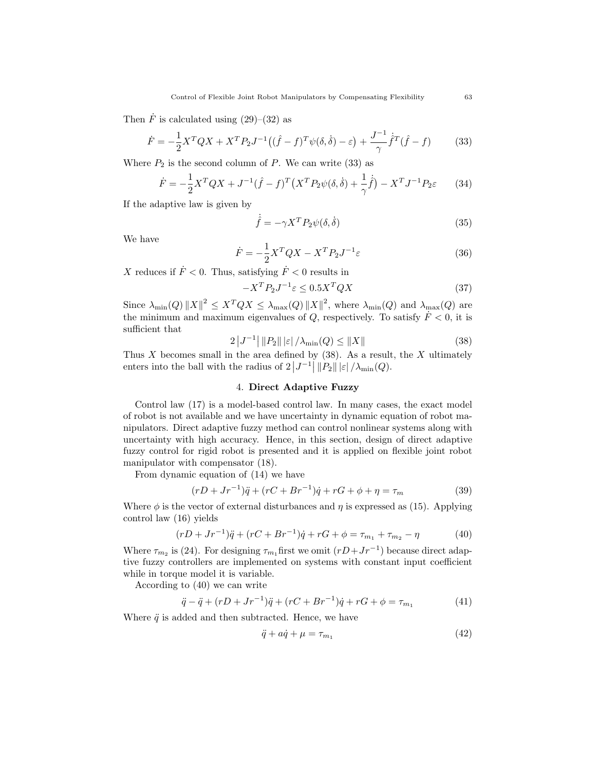Then $\dot{F}$ is calculated using (29)–(32) as

$$\dot{F} = -\frac{1}{2}X^T QX + X^T P_2 J^{-1}\big((\hat{f} - f)^T \psi(\delta, \dot{\delta}) - \varepsilon\big) + \frac{J^{-1}}{\gamma}\dot{\hat{f}}^T(\hat{f} - f) \tag{33}$$

Where $P_2$ is the second column of $P$. We can write (33) as

$$\dot{F} = -\frac{1}{2}X^T QX + J^{-1}(\hat{f} - f)^T\big(X^T P_2 \psi(\delta, \dot{\delta}) + \frac{1}{\gamma}\dot{\hat{f}}\big) - X^T J^{-1} P_2 \varepsilon \tag{34}$$

If the adaptive law is given by

$$\dot{\hat{f}} = -\gamma X^T P_2 \psi(\delta, \dot{\delta}) \tag{35}$$

We have

$$\dot{F} = -\frac{1}{2}X^T QX - X^T P_2 J^{-1} \varepsilon \tag{36}$$

$X$ reduces if $\dot{F} < 0$. Thus, satisfying $\dot{F} < 0$ results in

$$-X^T P_2 J^{-1} \varepsilon \leq 0.5 X^T QX \tag{37}$$

Since $\lambda_{\min}(Q)\left\|X\right\|^2 \leq X^T QX \leq \lambda_{\max}(Q)\left\|X\right\|^2$, where $\lambda_{\min}(Q)$ and $\lambda_{\max}(Q)$ are the minimum and maximum eigenvalues of $Q$, respectively. To satisfy $\dot{F} < 0$, it is sufficient that

$$2\left|J^{-1}\right|\left\|P_2\right\|\left|\varepsilon\right|/\lambda_{\min}(Q) \leq \left\|X\right\| \tag{38}$$

Thus $X$ becomes small in the area defined by (38). As a result, the $X$ ultimately enters into the ball with the radius of $2\left|J^{-1}\right|\left\|P_2\right\|\left|\varepsilon\right|/\lambda_{\min}(Q)$.

## 4. Direct Adaptive Fuzzy

Control law (17) is a model-based control law. In many cases, the exact model of robot is not available and we have uncertainty in dynamic equation of robot manipulators. Direct adaptive fuzzy method can control nonlinear systems along with uncertainty with high accuracy. Hence, in this section, design of direct adaptive fuzzy control for rigid robot is presented and it is applied on flexible joint robot manipulator with compensator (18).

From dynamic equation of (14) we have

$$(rD + Jr^{-1})\ddot{q} + (rC + Br^{-1})\dot{q} + rG + \phi + \eta = \tau_m \tag{39}$$

Where $\phi$ is the vector of external disturbances and $\eta$ is expressed as (15). Applying control law (16) yields

$$(rD + Jr^{-1})\ddot{q} + (rC + Br^{-1})\dot{q} + rG + \phi = \tau_{m_1} + \tau_{m_2} - \eta \tag{40}$$

Where $\tau_{m_2}$ is (24). For designing $\tau_{m_1}$ first we omit $(rD+Jr^{-1})$ because direct adaptive fuzzy controllers are implemented on systems with constant input coefficient while in torque model it is variable.

According to (40) we can write

$$\ddot{q} - \ddot{q} + (rD + Jr^{-1})\ddot{q} + (rC + Br^{-1})\dot{q} + rG + \phi = \tau_{m_1} \tag{41}$$

Where $\ddot{q}$ is added and then subtracted. Hence, we have

$$\ddot{q} + a\dot{q} + \mu = \tau_{m_1} \tag{42}$$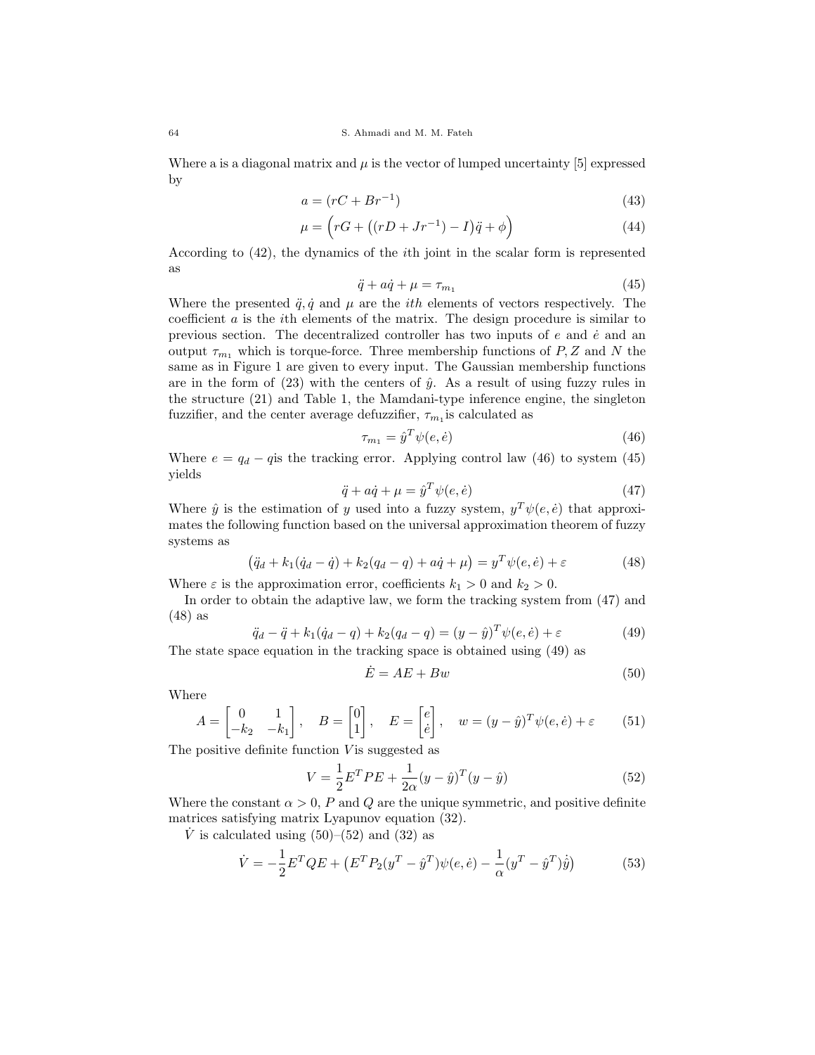Where a is a diagonal matrix and $\mu$ is the vector of lumped uncertainty [5] expressed by

$$a = (rC + Br^{-1}) \tag{43}$$

$$\mu = \Big(rG + \big((rD + Jr^{-1}) - I\big)\ddot{q} + \phi\Big) \tag{44}$$

According to (42), the dynamics of the $i$th joint in the scalar form is represented as

$$\ddot{q} + a\dot{q} + \mu = \tau_{m_1} \tag{45}$$

Where the presented $\ddot{q}, \dot{q}$ and $\mu$ are the $ith$ elements of vectors respectively. The coefficient $a$ is the $i$th elements of the matrix. The design procedure is similar to previous section. The decentralized controller has two inputs of $e$ and $\dot{e}$ and an output $\tau_{m_1}$ which is torque-force. Three membership functions of $P, Z$ and $N$ the same as in Figure 1 are given to every input. The Gaussian membership functions are in the form of (23) with the centers of $\hat{y}$. As a result of using fuzzy rules in the structure (21) and Table 1, the Mamdani-type inference engine, the singleton fuzzifier, and the center average defuzzifier, $\tau_{m_1}$is calculated as

$$\tau_{m_1} = \hat{y}^T \psi(e, \dot{e}) \tag{46}$$

Where $e = q_d - q$is the tracking error. Applying control law (46) to system (45) yields

$$\ddot{q} + a\dot{q} + \mu = \hat{y}^T \psi(e, \dot{e}) \tag{47}$$

Where $\hat{y}$ is the estimation of $y$ used into a fuzzy system, $y^T \psi(e, \dot{e})$ that approximates the following function based on the universal approximation theorem of fuzzy systems as

$$\big(\ddot{q}_d + k_1(\dot{q}_d - \dot{q}) + k_2(q_d - q) + a\dot{q} + \mu\big) = y^T \psi(e, \dot{e}) + \varepsilon \tag{48}$$

Where $\varepsilon$ is the approximation error, coefficients $k_1 > 0$ and $k_2 > 0$.

In order to obtain the adaptive law, we form the tracking system from (47) and (48) as

$$\ddot{q}_d - \ddot{q} + k_1(\dot{q}_d - \dot{q}) + k_2(q_d - q) = (y - \hat{y})^T \psi(e, \dot{e}) + \varepsilon \tag{49}$$

The state space equation in the tracking space is obtained using (49) as

$$\dot{E} = AE + Bw \tag{50}$$

Where

$$A = \begin{bmatrix} 0 & 1 \\ -k_2 & -k_1 \end{bmatrix}, \quad B = \begin{bmatrix} 0 \\ 1 \end{bmatrix}, \quad E = \begin{bmatrix} e \\ \dot{e} \end{bmatrix}, \quad w = (y - \hat{y})^T \psi(e, \dot{e}) + \varepsilon \tag{51}$$

The positive definite function $V$is suggested as

$$V = \frac{1}{2} E^T P E + \frac{1}{2\alpha}(y - \hat{y})^T (y - \hat{y}) \tag{52}$$

Where the constant $\alpha > 0$, $P$ and $Q$ are the unique symmetric, and positive definite matrices satisfying matrix Lyapunov equation (32).

$\dot{V}$ is calculated using (50)–(52) and (32) as

$$\dot{V} = -\frac{1}{2} E^T Q E + \Big(E^T P_2 (y^T - \hat{y}^T)\psi(e, \dot{e}) - \frac{1}{\alpha}(y^T - \hat{y}^T)\dot{\hat{y}}\Big) \tag{53}$$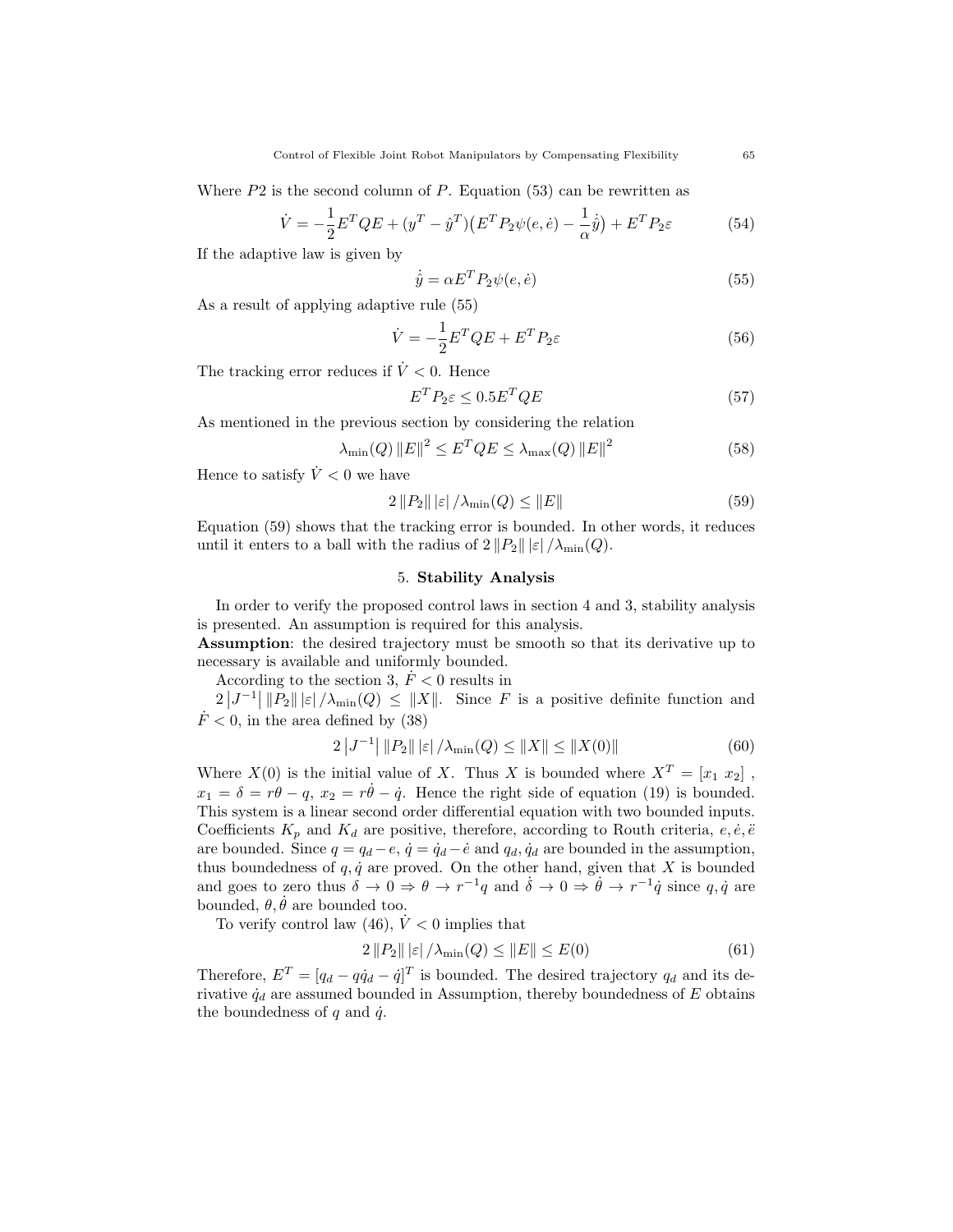Where $P2$ is the second column of $P$. Equation (53) can be rewritten as

$$\dot{V} = -\frac{1}{2}E^T QE + (y^T - \hat{y}^T)\big(E^T P_2 \psi(e, \dot{e}) - \frac{1}{\alpha}\dot{\hat{y}}\big) + E^T P_2 \varepsilon \tag{54}$$

If the adaptive law is given by

$$\dot{\hat{y}} = \alpha E^T P_2 \psi(e, \dot{e}) \tag{55}$$

As a result of applying adaptive rule (55)

$$\dot{V} = -\frac{1}{2}E^T QE + E^T P_2 \varepsilon \tag{56}$$

The tracking error reduces if $\dot{V} < 0$. Hence

$$E^T P_2 \varepsilon \leq 0.5 E^T QE \tag{57}$$

As mentioned in the previous section by considering the relation

$$\lambda_{\min}(Q) \|E\|^2 \leq E^T QE \leq \lambda_{\max}(Q) \|E\|^2 \tag{58}$$

Hence to satisfy $\dot{V} < 0$ we have

$$2 \|P_2\| |\varepsilon| / \lambda_{\min}(Q) \leq \|E\| \tag{59}$$

Equation (59) shows that the tracking error is bounded. In other words, it reduces until it enters to a ball with the radius of $2 \|P_2\| |\varepsilon| / \lambda_{\min}(Q)$.

## 5. Stability Analysis

In order to verify the proposed control laws in section 4 and 3, stability analysis is presented. An assumption is required for this analysis.

**Assumption**: the desired trajectory must be smooth so that its derivative up to necessary is available and uniformly bounded.

According to the section 3, $\dot{F} < 0$ results in $2 \left|J^{-1}\right| \|P_2\| |\varepsilon| / \lambda_{\min}(Q) \leq \|X\|$. Since $F$ is a positive definite function and $\dot{F} < 0$, in the area defined by (38)

$$2 \left|J^{-1}\right| \|P_2\| |\varepsilon| / \lambda_{\min}(Q) \leq \|X\| \leq \|X(0)\| \tag{60}$$

Where $X(0)$ is the initial value of $X$. Thus $X$ is bounded where $X^T = [x_1 \; x_2]$, $x_1 = \delta = r\theta - q$, $x_2 = r\dot{\theta} - \dot{q}$. Hence the right side of equation (19) is bounded. This system is a linear second order differential equation with two bounded inputs. Coefficients $K_p$ and $K_d$ are positive, therefore, according to Routh criteria, $e, \dot{e}, \ddot{e}$ are bounded. Since $q = q_d - e$, $\dot{q} = \dot{q}_d - \dot{e}$ and $q_d, \dot{q}_d$ are bounded in the assumption, thus boundedness of $q, \dot{q}$ are proved. On the other hand, given that $X$ is bounded and goes to zero thus $\delta \to 0 \Rightarrow \theta \to r^{-1}q$ and $\dot{\delta} \to 0 \Rightarrow \dot{\theta} \to r^{-1}\dot{q}$ since $q, \dot{q}$ are bounded, $\theta, \dot{\theta}$ are bounded too.

To verify control law (46), $\dot{V} < 0$ implies that

$$2 \|P_2\| |\varepsilon| / \lambda_{\min}(Q) \leq \|E\| \leq E(0) \tag{61}$$

Therefore, $E^T = [q_d - q \dot{q}_d - \dot{q}]^T$ is bounded. The desired trajectory $q_d$ and its derivative $\dot{q}_d$ are assumed bounded in Assumption, thereby boundedness of $E$ obtains the boundedness of $q$ and $\dot{q}$.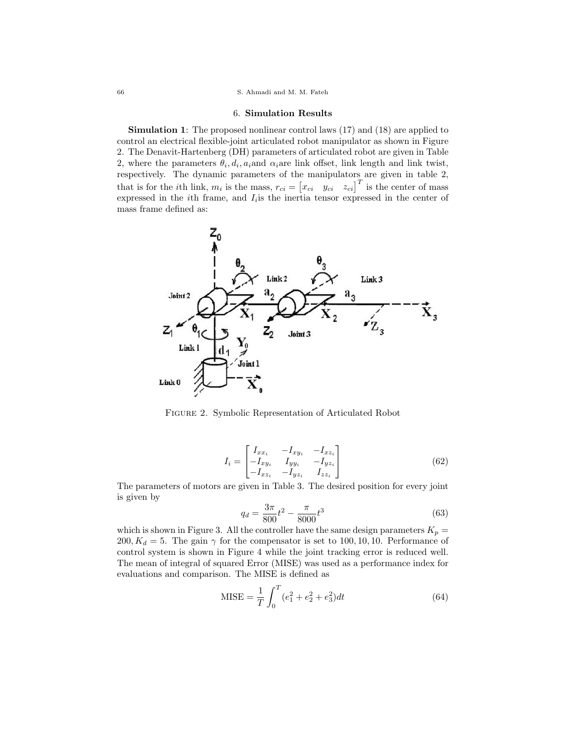## 6. **Simulation Results**

**Simulation 1**: The proposed nonlinear control laws (17) and (18) are applied to control an electrical flexible-joint articulated robot manipulator as shown in Figure 2. The Denavit-Hartenberg (DH) parameters of articulated robot are given in Table 2, where the parameters $\theta_i, d_i, a_i$ and $\alpha_i$ are link offset, link length and link twist, respectively. The dynamic parameters of the manipulators are given in table 2, that is for the $i$th link, $m_i$ is the mass, $r_{ci} = \begin{bmatrix} x_{ci} & y_{ci} & z_{ci} \end{bmatrix}^T$ is the center of mass expressed in the $i$th frame, and $I_i$ is the inertia tensor expressed in the center of mass frame defined as:

Figure 2. Symbolic Representation of Articulated Robot

$$I_i = \begin{bmatrix} I_{xx_i} & -I_{xy_i} & -I_{xz_i} \\ -I_{xy_i} & I_{yy_i} & -I_{yz_i} \\ -I_{xz_i} & -I_{yz_i} & I_{zz_i} \end{bmatrix} \tag{62}$$

The parameters of motors are given in Table 3. The desired position for every joint is given by

$$q_d = \frac{3\pi}{800}t^2 - \frac{\pi}{8000}t^3 \tag{63}$$

which is shown in Figure 3. All the controller have the same design parameters $K_p = 200, K_d = 5$. The gain $\gamma$ for the compensator is set to $100, 10, 10$. Performance of control system is shown in Figure 4 while the joint tracking error is reduced well. The mean of integral of squared Error (MISE) was used as a performance index for evaluations and comparison. The MISE is defined as

$$\text{MISE} = \frac{1}{T}\int_0^T (e_1^2 + e_2^2 + e_3^2)dt \tag{64}$$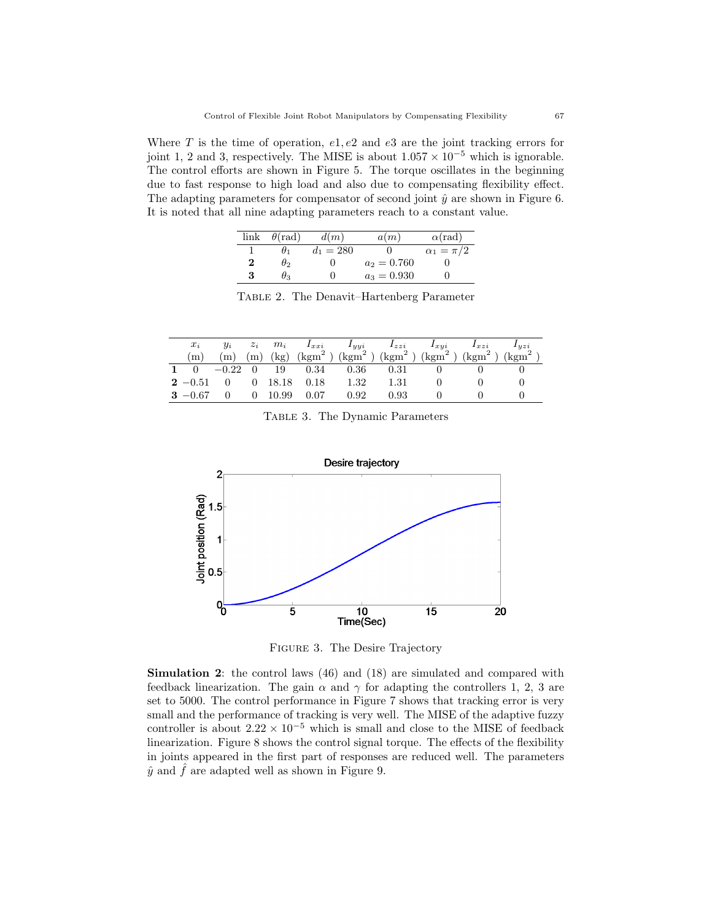Where $T$ is the time of operation, $e1, e2$ and $e3$ are the joint tracking errors for joint 1, 2 and 3, respectively. The MISE is about $1.057 \times 10^{-5}$ which is ignorable. The control efforts are shown in Figure 5. The torque oscillates in the beginning due to fast response to high load and also due to compensating flexibility effect. The adapting parameters for compensator of second joint $\hat{y}$ are shown in Figure 6. It is noted that all nine adapting parameters reach to a constant value.

| link | $\theta$(rad) | $d(m)$ | $a(m)$ | $\alpha$(rad) |
|---|---|---|---|---|
| 1 | $\theta_1$ | $d_1 = 280$ | 0 | $\alpha_1 = \pi/2$ |
| **2** | $\theta_2$ | 0 | $a_2 = 0.760$ | 0 |
| **3** | $\theta_3$ | 0 | $a_3 = 0.930$ | 0 |

TABLE 2. The Denavit–Hartenberg Parameter

| | $x_i$ (m) | $y_i$ (m) | $z_i$ (m) | $m_i$ (kg) | $I_{xxi}$ (kgm$^2$) | $I_{yyi}$ (kgm$^2$) | $I_{zzi}$ (kgm$^2$) | $I_{xyi}$ (kgm$^2$) | $I_{xzi}$ (kgm$^2$) | $I_{yzi}$ (kgm$^2$) |
|---|---|---|---|---|---|---|---|---|---|---|
| **1** | 0 | $-0.22$ | 0 | 19 | 0.34 | 0.36 | 0.31 | 0 | 0 | 0 |
| **2** | $-0.51$ | 0 | 0 | 18.18 | 0.18 | 1.32 | 1.31 | 0 | 0 | 0 |
| **3** | $-0.67$ | 0 | 0 | 10.99 | 0.07 | 0.92 | 0.93 | 0 | 0 | 0 |

TABLE 3. The Dynamic Parameters

FIGURE 3. The Desire Trajectory

**Simulation 2**: the control laws (46) and (18) are simulated and compared with feedback linearization. The gain $\alpha$ and $\gamma$ for adapting the controllers 1, 2, 3 are set to 5000. The control performance in Figure 7 shows that tracking error is very small and the performance of tracking is very well. The MISE of the adaptive fuzzy controller is about $2.22 \times 10^{-5}$ which is small and close to the MISE of feedback linearization. Figure 8 shows the control signal torque. The effects of the flexibility in joints appeared in the first part of responses are reduced well. The parameters $\hat{y}$ and $\hat{f}$ are adapted well as shown in Figure 9.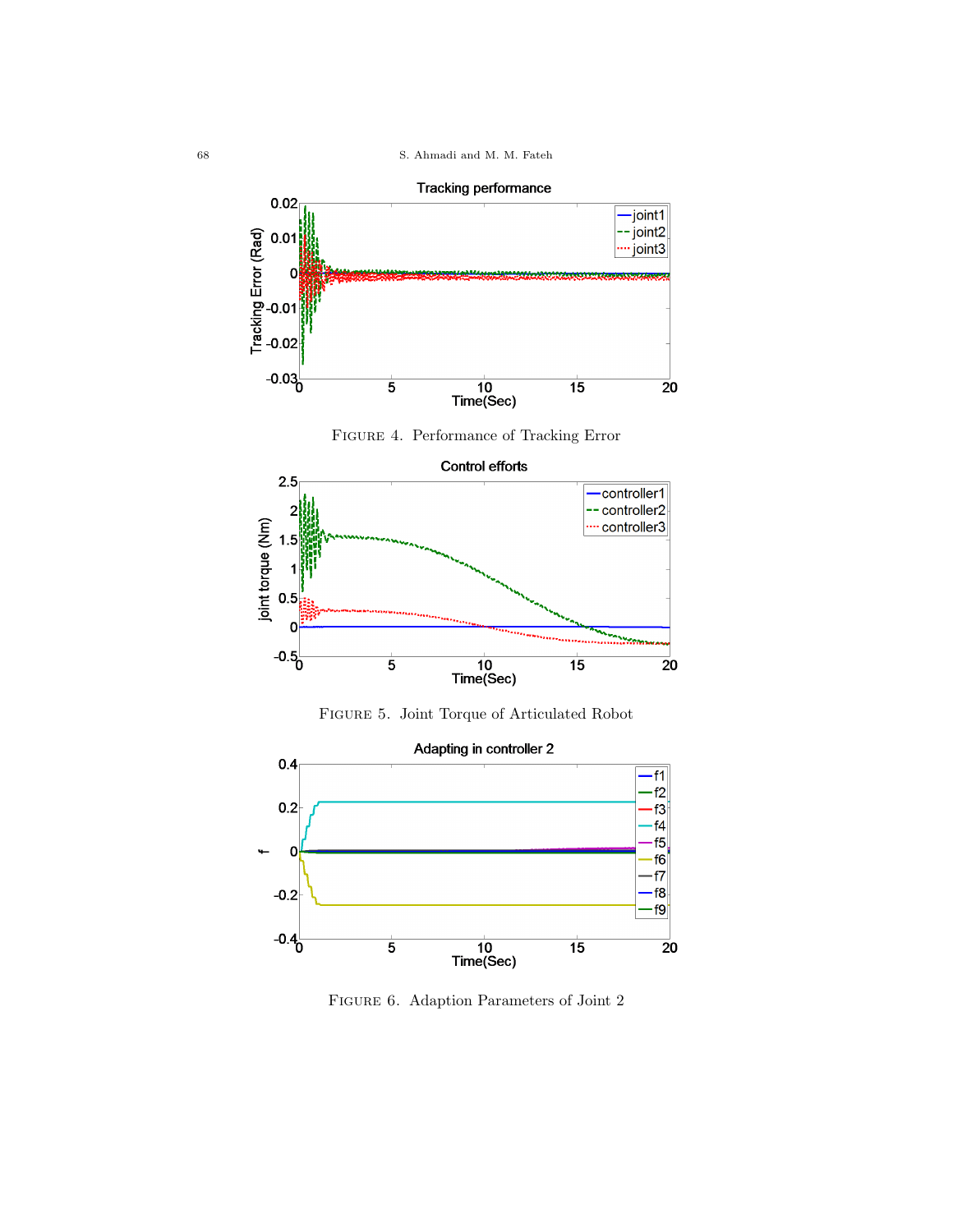FIGURE 4. Performance of Tracking Error

FIGURE 5. Joint Torque of Articulated Robot

FIGURE 6. Adaption Parameters of Joint 2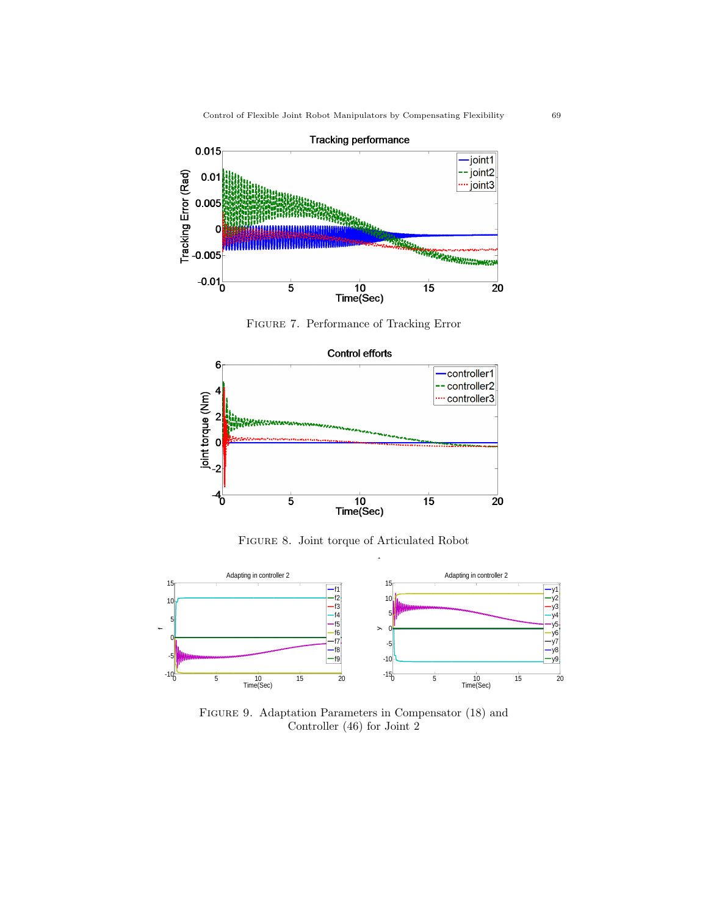FIGURE 7. Performance of Tracking Error

FIGURE 8. Joint torque of Articulated Robot

FIGURE 9. Adaptation Parameters in Compensator (18) and Controller (46) for Joint 2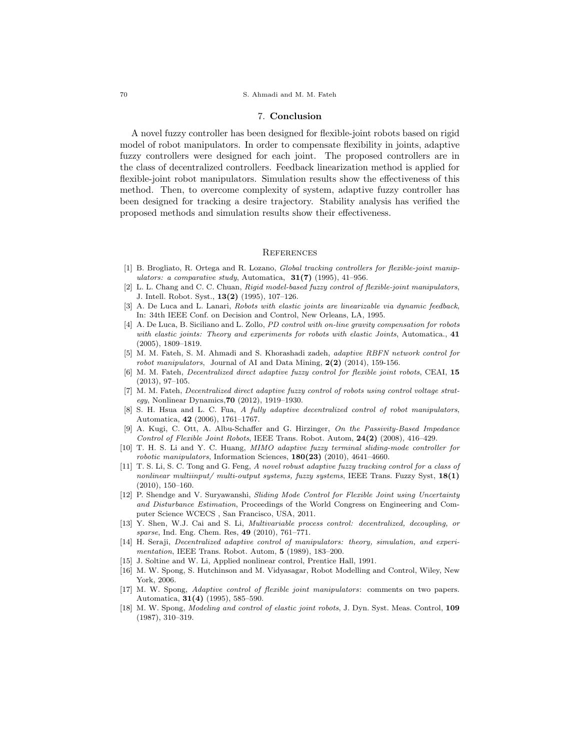## 7. Conclusion

A novel fuzzy controller has been designed for flexible-joint robots based on rigid model of robot manipulators. In order to compensate flexibility in joints, adaptive fuzzy controllers were designed for each joint. The proposed controllers are in the class of decentralized controllers. Feedback linearization method is applied for flexible-joint robot manipulators. Simulation results show the effectiveness of this method. Then, to overcome complexity of system, adaptive fuzzy controller has been designed for tracking a desire trajectory. Stability analysis has verified the proposed methods and simulation results show their effectiveness.

## References

[1] B. Brogliato, R. Ortega and R. Lozano, *Global tracking controllers for flexible-joint manipulators: a comparative study*, Automatica, **31(7)** (1995), 41–956.

[2] L. L. Chang and C. C. Chuan, *Rigid model-based fuzzy control of flexible-joint manipulators*, J. Intell. Robot. Syst., **13(2)** (1995), 107–126.

[3] A. De Luca and L. Lanari, *Robots with elastic joints are linearizable via dynamic feedback*, In: 34th IEEE Conf. on Decision and Control, New Orleans, LA, 1995.

[4] A. De Luca, B. Siciliano and L. Zollo, *PD control with on-line gravity compensation for robots with elastic joints: Theory and experiments for robots with elastic Joints*, Automatica., **41** (2005), 1809–1819.

[5] M. M. Fateh, S. M. Ahmadi and S. Khorashadi zadeh, *adaptive RBFN network control for robot manipulators*, Journal of AI and Data Mining, **2(2)** (2014), 159-156.

[6] M. M. Fateh, *Decentralized direct adaptive fuzzy control for flexible joint robots*, CEAI, **15** (2013), 97–105.

[7] M. M. Fateh, *Decentralized direct adaptive fuzzy control of robots using control voltage strategy*, Nonlinear Dynamics,**70** (2012), 1919–1930.

[8] S. H. Hsua and L. C. Fua, *A fully adaptive decentralized control of robot manipulators*, Automatica, **42** (2006), 1761–1767.

[9] A. Kugi, C. Ott, A. Albu-Schaffer and G. Hirzinger, *On the Passivity-Based Impedance Control of Flexible Joint Robots*, IEEE Trans. Robot. Autom, **24(2)** (2008), 416–429.

[10] T. H. S. Li and Y. C. Huang, *MIMO adaptive fuzzy terminal sliding-mode controller for robotic manipulators*, Information Sciences, **180(23)** (2010), 4641–4660.

[11] T. S. Li, S. C. Tong and G. Feng, *A novel robust adaptive fuzzy tracking control for a class of nonlinear multiinput/ multi-output systems, fuzzy systems*, IEEE Trans. Fuzzy Syst, **18(1)** (2010), 150–160.

[12] P. Shendge and V. Suryawanshi, *Sliding Mode Control for Flexible Joint using Uncertainty and Disturbance Estimation*, Proceedings of the World Congress on Engineering and Computer Science WCECS , San Francisco, USA, 2011.

[13] Y. Shen, W.J. Cai and S. Li, *Multivariable process control: decentralized, decoupling, or sparse*, Ind. Eng. Chem. Res, **49** (2010), 761–771.

[14] H. Seraji, *Decentralized adaptive control of manipulators: theory, simulation, and experimentation*, IEEE Trans. Robot. Autom, **5** (1989), 183–200.

[15] J. Soltine and W. Li, Applied nonlinear control, Prentice Hall, 1991.

[16] M. W. Spong, S. Hutchinson and M. Vidyasagar, Robot Modelling and Control, Wiley, New York, 2006.

[17] M. W. Spong, *Adaptive control of flexible joint manipulators*: comments on two papers. Automatica, **31(4)** (1995), 585–590.

[18] M. W. Spong, *Modeling and control of elastic joint robots*, J. Dyn. Syst. Meas. Control, **109** (1987), 310–319.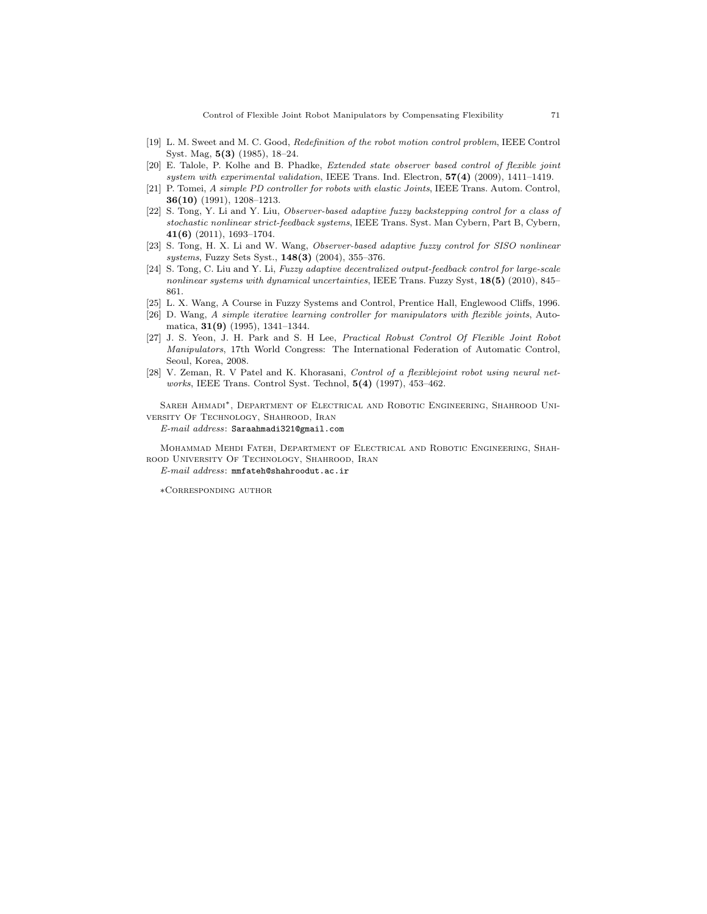[19] L. M. Sweet and M. C. Good, *Redefinition of the robot motion control problem*, IEEE Control Syst. Mag, **5(3)** (1985), 18–24.

[20] E. Talole, P. Kolhe and B. Phadke, *Extended state observer based control of flexible joint system with experimental validation*, IEEE Trans. Ind. Electron, **57(4)** (2009), 1411–1419.

[21] P. Tomei, *A simple PD controller for robots with elastic Joints*, IEEE Trans. Autom. Control, **36(10)** (1991), 1208–1213.

[22] S. Tong, Y. Li and Y. Liu, *Observer-based adaptive fuzzy backstepping control for a class of stochastic nonlinear strict-feedback systems*, IEEE Trans. Syst. Man Cybern, Part B, Cybern, **41(6)** (2011), 1693–1704.

[23] S. Tong, H. X. Li and W. Wang, *Observer-based adaptive fuzzy control for SISO nonlinear systems*, Fuzzy Sets Syst., **148(3)** (2004), 355–376.

[24] S. Tong, C. Liu and Y. Li, *Fuzzy adaptive decentralized output-feedback control for large-scale nonlinear systems with dynamical uncertainties*, IEEE Trans. Fuzzy Syst, **18(5)** (2010), 845–861.

[25] L. X. Wang, A Course in Fuzzy Systems and Control, Prentice Hall, Englewood Cliffs, 1996.

[26] D. Wang, *A simple iterative learning controller for manipulators with flexible joints*, Automatica, **31(9)** (1995), 1341–1344.

[27] J. S. Yeon, J. H. Park and S. H Lee, *Practical Robust Control Of Flexible Joint Robot Manipulators*, 17th World Congress: The International Federation of Automatic Control, Seoul, Korea, 2008.

[28] V. Zeman, R. V Patel and K. Khorasani, *Control of a flexiblejoint robot using neural networks*, IEEE Trans. Control Syst. Technol, **5(4)** (1997), 453–462.

Sareh Ahmadi*, Department of Electrical and Robotic Engineering, Shahrood University Of Technology, Shahrood, Iran

*E-mail address*: Saraahmadi321@gmail.com

Mohammad Mehdi Fateh, Department of Electrical and Robotic Engineering, Shahrood University Of Technology, Shahrood, Iran

*E-mail address*: mmfateh@shahroodut.ac.ir

*Corresponding author